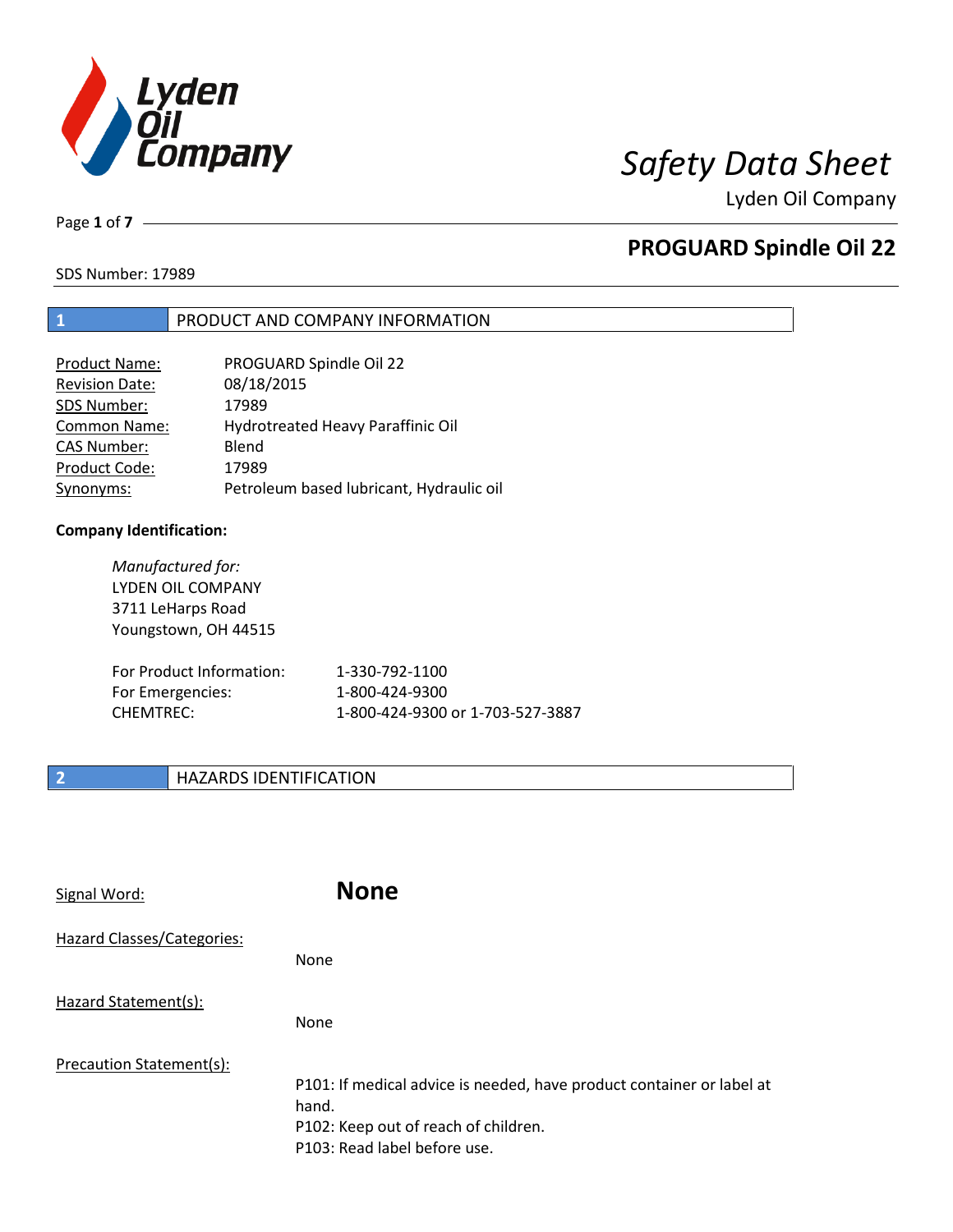# Safety Data Sheet

Lyden Oil Company

## PROGUARD Spindle Oil 22

SDS Number: 17989

## 1 PRODUCT AND COMPANY INFORMATION

| | |
|---|---|
| Product Name: | PROGUARD Spindle Oil 22 |
| Revision Date: | 08/18/2015 |
| SDS Number: | 17989 |
| Common Name: | Hydrotreated Heavy Paraffinic Oil |
| CAS Number: | Blend |
| Product Code: | 17989 |
| Synonyms: | Petroleum based lubricant, Hydraulic oil |

**Company Identification:**

*Manufactured for:*
LYDEN OIL COMPANY
3711 LeHarps Road
Youngstown, OH 44515

| | |
|---|---|
| For Product Information: | 1-330-792-1100 |
| For Emergencies: | 1-800-424-9300 |
| CHEMTREC: | 1-800-424-9300 or 1-703-527-3887 |

## 2 HAZARDS IDENTIFICATION

Signal Word: **None**

Hazard Classes/Categories:

None

Hazard Statement(s):

None

Precaution Statement(s):

P101: If medical advice is needed, have product container or label at hand.
P102: Keep out of reach of children.
P103: Read label before use.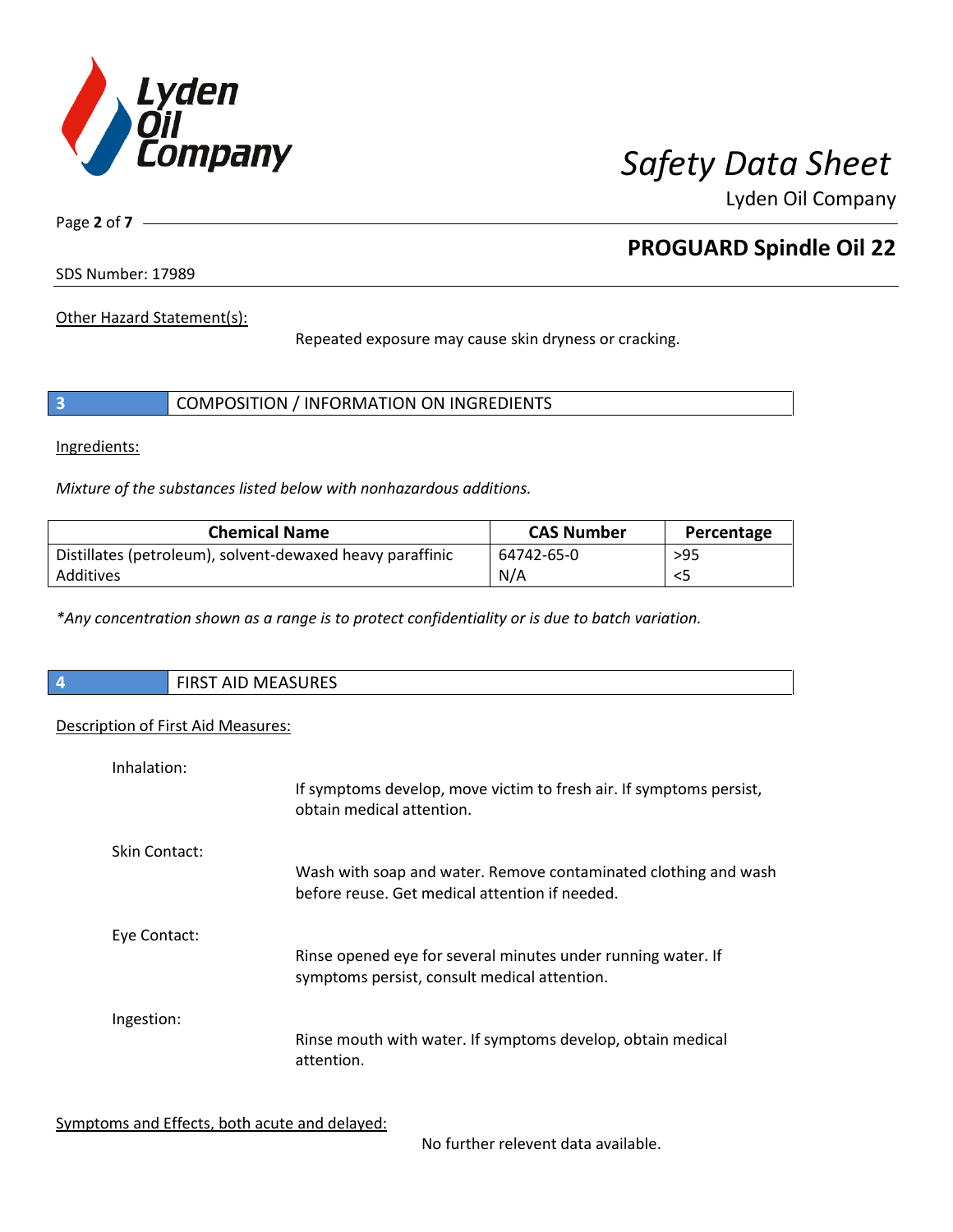Other Hazard Statement(s):

Repeated exposure may cause skin dryness or cracking.

## 3 COMPOSITION / INFORMATION ON INGREDIENTS

Ingredients:

*Mixture of the substances listed below with nonhazardous additions.*

| Chemical Name | CAS Number | Percentage |
|---|---|---|
| Distillates (petroleum), solvent-dewaxed heavy paraffinic | 64742-65-0 | >95 |
| Additives | N/A | <5 |

**Any concentration shown as a range is to protect confidentiality or is due to batch variation.*

## 4 FIRST AID MEASURES

Description of First Aid Measures:

Inhalation:

If symptoms develop, move victim to fresh air. If symptoms persist, obtain medical attention.

Skin Contact:

Wash with soap and water. Remove contaminated clothing and wash before reuse. Get medical attention if needed.

Eye Contact:

Rinse opened eye for several minutes under running water. If symptoms persist, consult medical attention.

Ingestion:

Rinse mouth with water. If symptoms develop, obtain medical attention.

Symptoms and Effects, both acute and delayed:

No further relevent data available.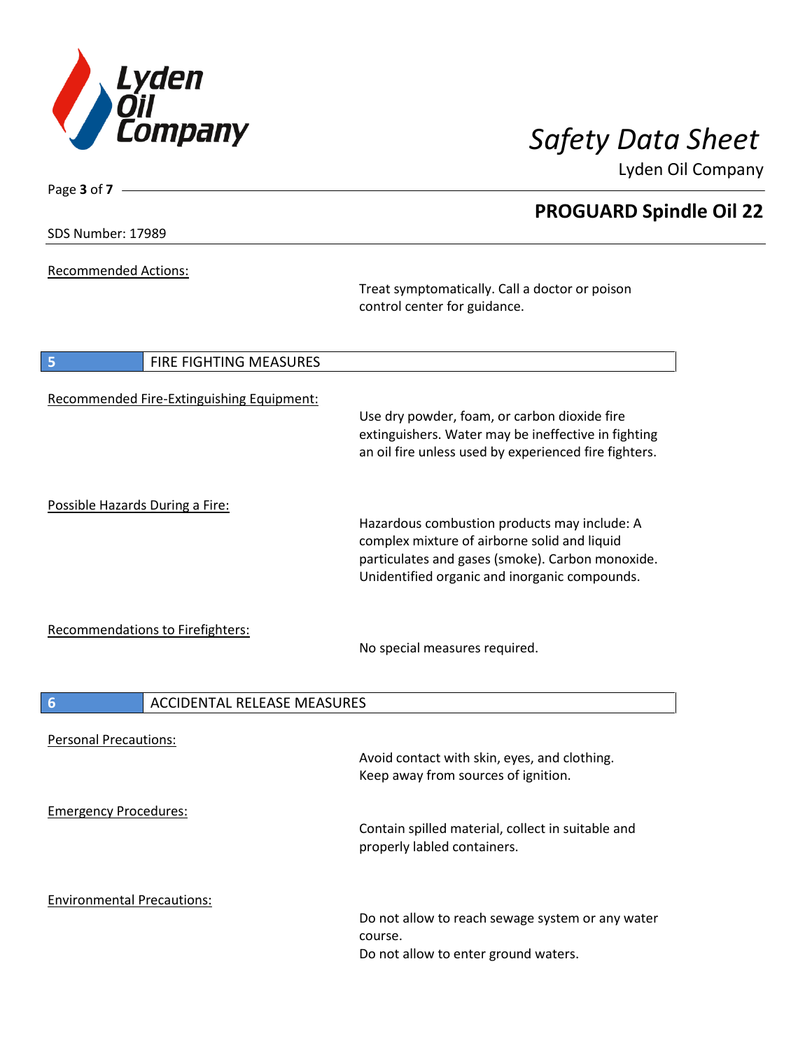Recommended Actions:

Treat symptomatically. Call a doctor or poison control center for guidance.

## 5 FIRE FIGHTING MEASURES

Recommended Fire-Extinguishing Equipment:

Use dry powder, foam, or carbon dioxide fire extinguishers. Water may be ineffective in fighting an oil fire unless used by experienced fire fighters.

Possible Hazards During a Fire:

Hazardous combustion products may include: A complex mixture of airborne solid and liquid particulates and gases (smoke). Carbon monoxide. Unidentified organic and inorganic compounds.

Recommendations to Firefighters:

No special measures required.

## 6 ACCIDENTAL RELEASE MEASURES

Personal Precautions:

Avoid contact with skin, eyes, and clothing.
Keep away from sources of ignition.

Emergency Procedures:

Contain spilled material, collect in suitable and properly labled containers.

Environmental Precautions:

Do not allow to reach sewage system or any water course.
Do not allow to enter ground waters.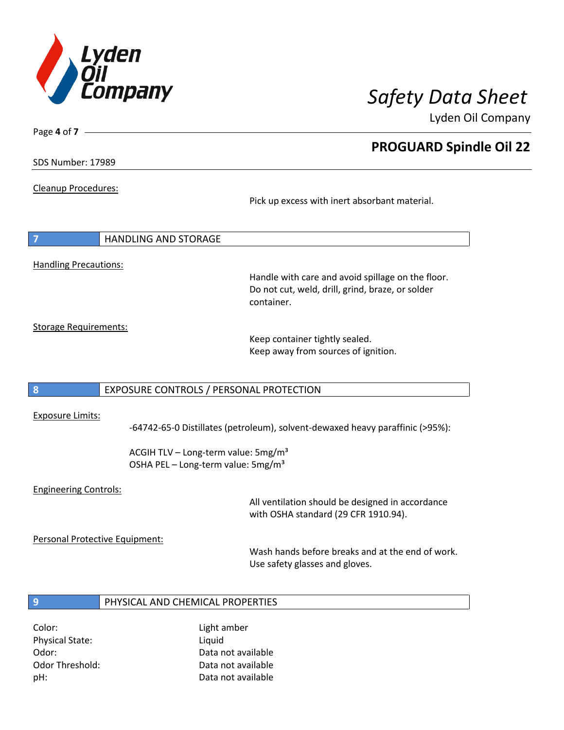Cleanup Procedures:

Pick up excess with inert absorbant material.

## 7 HANDLING AND STORAGE

Handling Precautions:

Handle with care and avoid spillage on the floor.
Do not cut, weld, drill, grind, braze, or solder container.

Storage Requirements:

Keep container tightly sealed.
Keep away from sources of ignition.

## 8 EXPOSURE CONTROLS / PERSONAL PROTECTION

Exposure Limits:

-64742-65-0 Distillates (petroleum), solvent-dewaxed heavy paraffinic (>95%):

ACGIH TLV – Long-term value: 5mg/m³
OSHA PEL – Long-term value: 5mg/m³

Engineering Controls:

All ventilation should be designed in accordance with OSHA standard (29 CFR 1910.94).

Personal Protective Equipment:

Wash hands before breaks and at the end of work.
Use safety glasses and gloves.

## 9 PHYSICAL AND CHEMICAL PROPERTIES

| | |
|---|---|
| Color: | Light amber |
| Physical State: | Liquid |
| Odor: | Data not available |
| Odor Threshold: | Data not available |
| pH: | Data not available |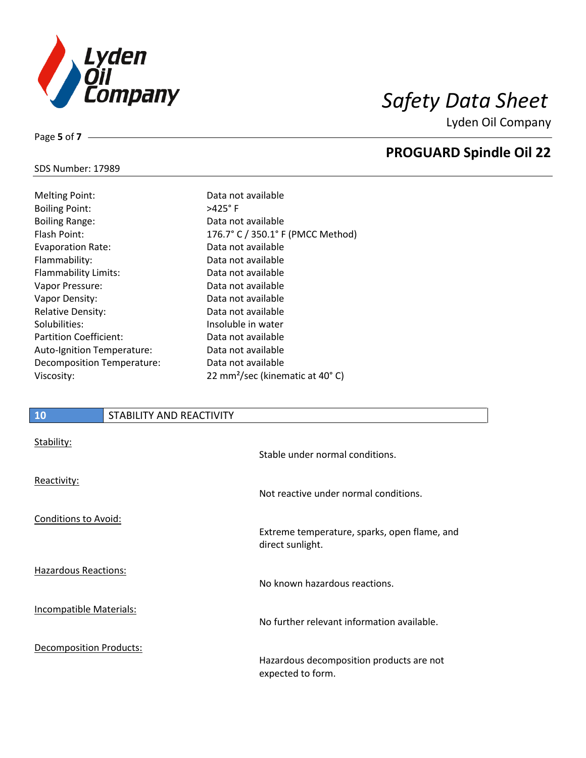| | |
|---|---|
| Melting Point: | Data not available |
| Boiling Point: | >425° F |
| Boiling Range: | Data not available |
| Flash Point: | 176.7° C / 350.1° F (PMCC Method) |
| Evaporation Rate: | Data not available |
| Flammability: | Data not available |
| Flammability Limits: | Data not available |
| Vapor Pressure: | Data not available |
| Vapor Density: | Data not available |
| Relative Density: | Data not available |
| Solubilities: | Insoluble in water |
| Partition Coefficient: | Data not available |
| Auto-Ignition Temperature: | Data not available |
| Decomposition Temperature: | Data not available |
| Viscosity: | 22 $mm^2$/sec (kinematic at 40° C) |

## 10 STABILITY AND REACTIVITY

Stability:

Stable under normal conditions.

Reactivity:

Not reactive under normal conditions.

Conditions to Avoid:

Extreme temperature, sparks, open flame, and direct sunlight.

Hazardous Reactions:

No known hazardous reactions.

Incompatible Materials:

No further relevant information available.

Decomposition Products:

Hazardous decomposition products are not expected to form.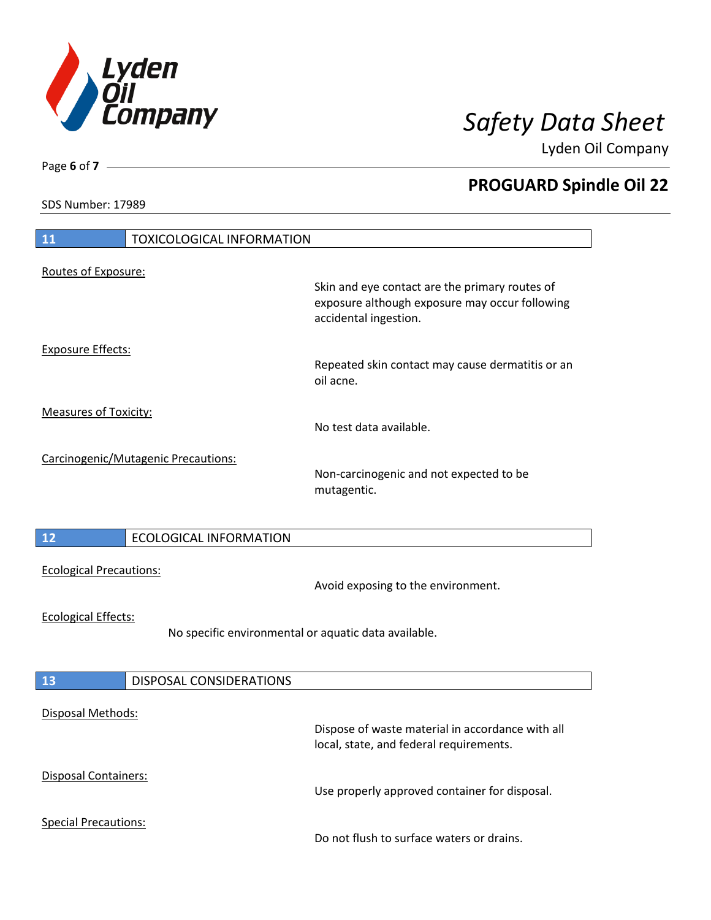## 11 TOXICOLOGICAL INFORMATION

Routes of Exposure:

Skin and eye contact are the primary routes of exposure although exposure may occur following accidental ingestion.

Exposure Effects:

Repeated skin contact may cause dermatitis or an oil acne.

Measures of Toxicity:

No test data available.

Carcinogenic/Mutagenic Precautions:

Non-carcinogenic and not expected to be mutagentic.

## 12 ECOLOGICAL INFORMATION

Ecological Precautions:

Avoid exposing to the environment.

Ecological Effects:

No specific environmental or aquatic data available.

## 13 DISPOSAL CONSIDERATIONS

Disposal Methods:

Dispose of waste material in accordance with all local, state, and federal requirements.

Disposal Containers:

Use properly approved container for disposal.

Special Precautions:

Do not flush to surface waters or drains.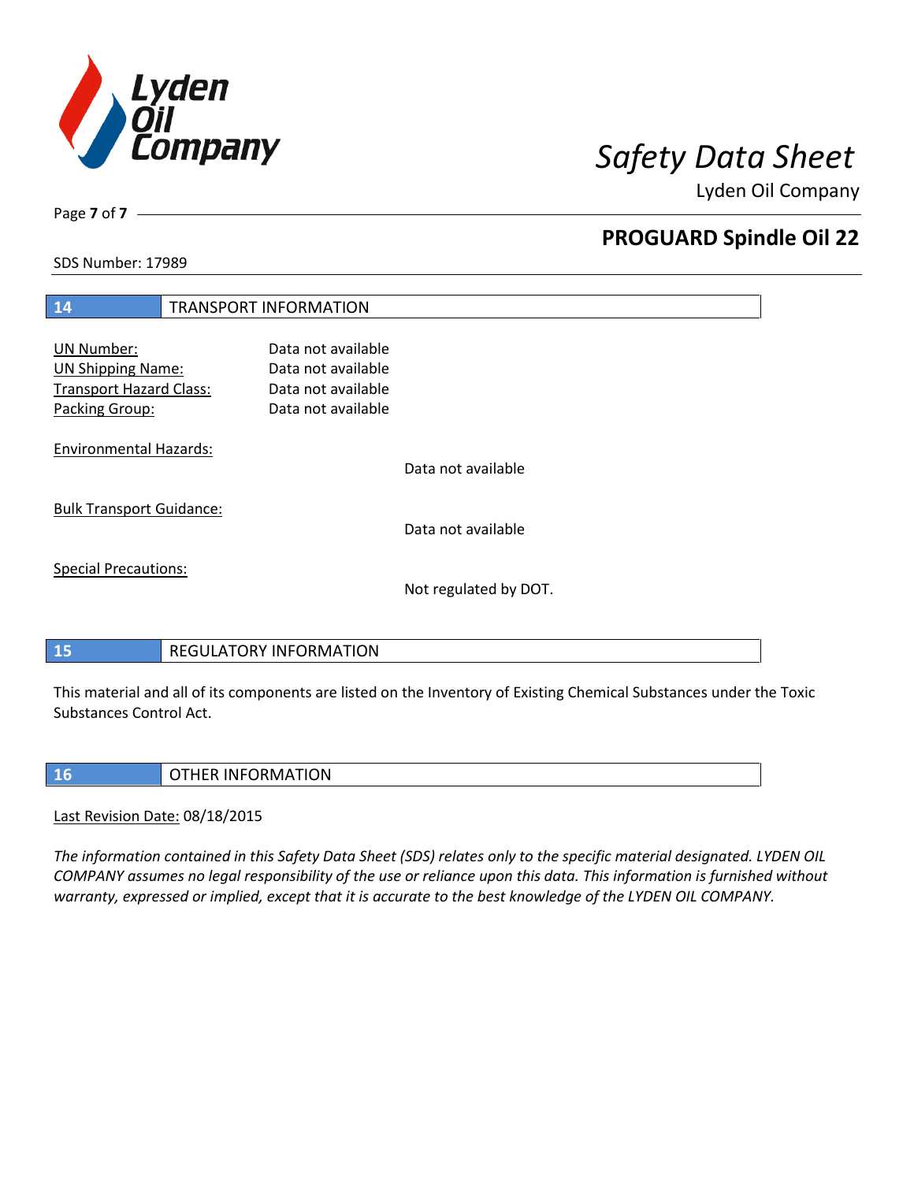## 14 TRANSPORT INFORMATION

| | |
|---|---|
| UN Number: | Data not available |
| UN Shipping Name: | Data not available |
| Transport Hazard Class: | Data not available |
| Packing Group: | Data not available |

Environmental Hazards:

Data not available

Bulk Transport Guidance:

Data not available

Special Precautions:

Not regulated by DOT.

## 15 REGULATORY INFORMATION

This material and all of its components are listed on the Inventory of Existing Chemical Substances under the Toxic Substances Control Act.

## 16 OTHER INFORMATION

Last Revision Date: 08/18/2015

*The information contained in this Safety Data Sheet (SDS) relates only to the specific material designated. LYDEN OIL COMPANY assumes no legal responsibility of the use or reliance upon this data. This information is furnished without warranty, expressed or implied, except that it is accurate to the best knowledge of the LYDEN OIL COMPANY.*